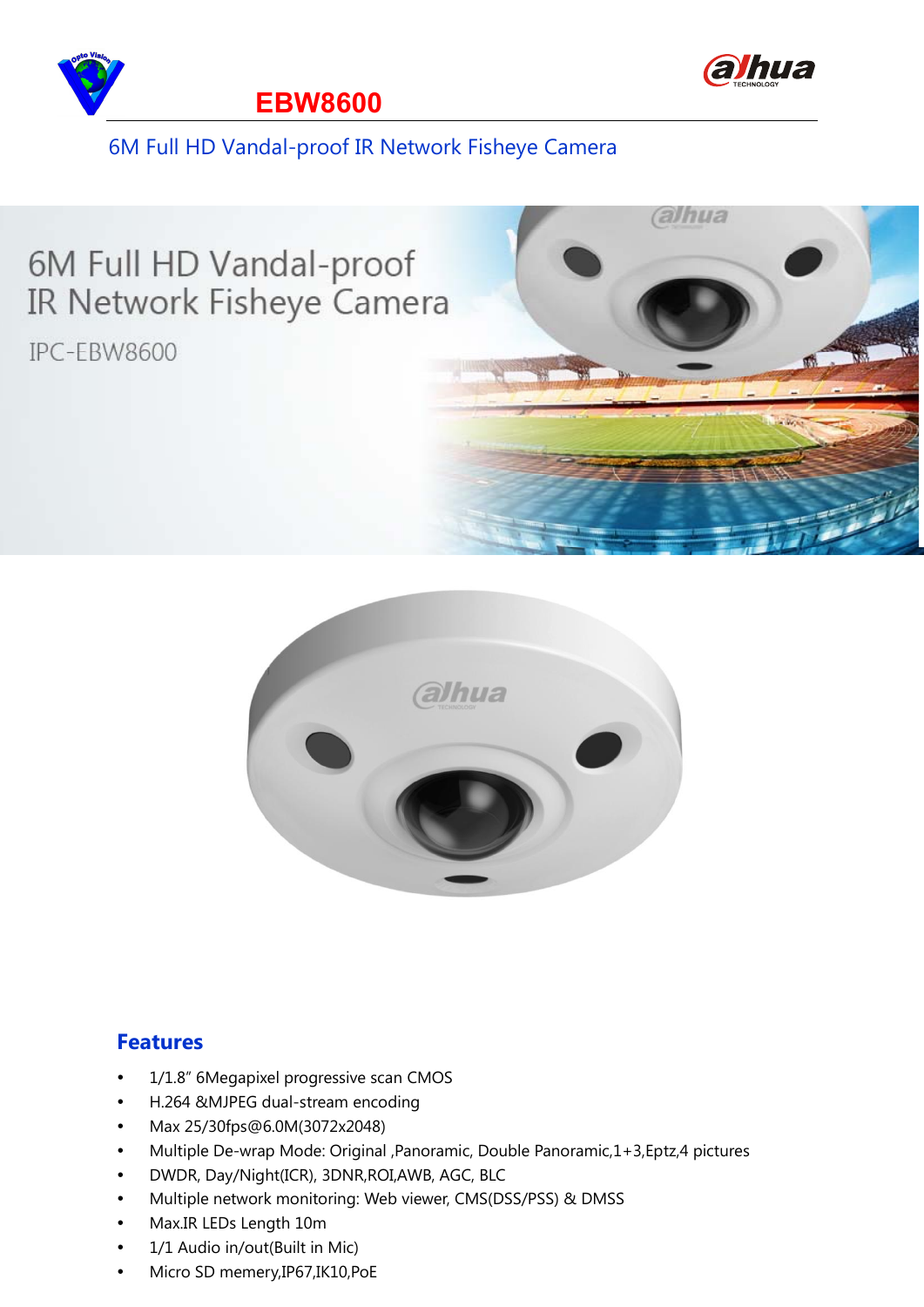# EBW8600

6M Full HD Vandal-proof IR Network Fisheye Camera

6M Full HD Vandal-proof IR Network Fisheye Camera

IPC-EBW8600

## Features

- 1/1.8" 6Megapixel progressive scan CMOS
- H.264 &MJPEG dual-stream encoding
- Max 25/30fps@6.0M(3072x2048)
- Multiple De-wrap Mode: Original ,Panoramic, Double Panoramic,1+3,Eptz,4 pictures
- DWDR, Day/Night(ICR), 3DNR,ROI,AWB, AGC, BLC
- Multiple network monitoring: Web viewer, CMS(DSS/PSS) & DMSS
- Max.IR LEDs Length 10m
- 1/1 Audio in/out(Built in Mic)
- Micro SD memery,IP67,IK10,PoE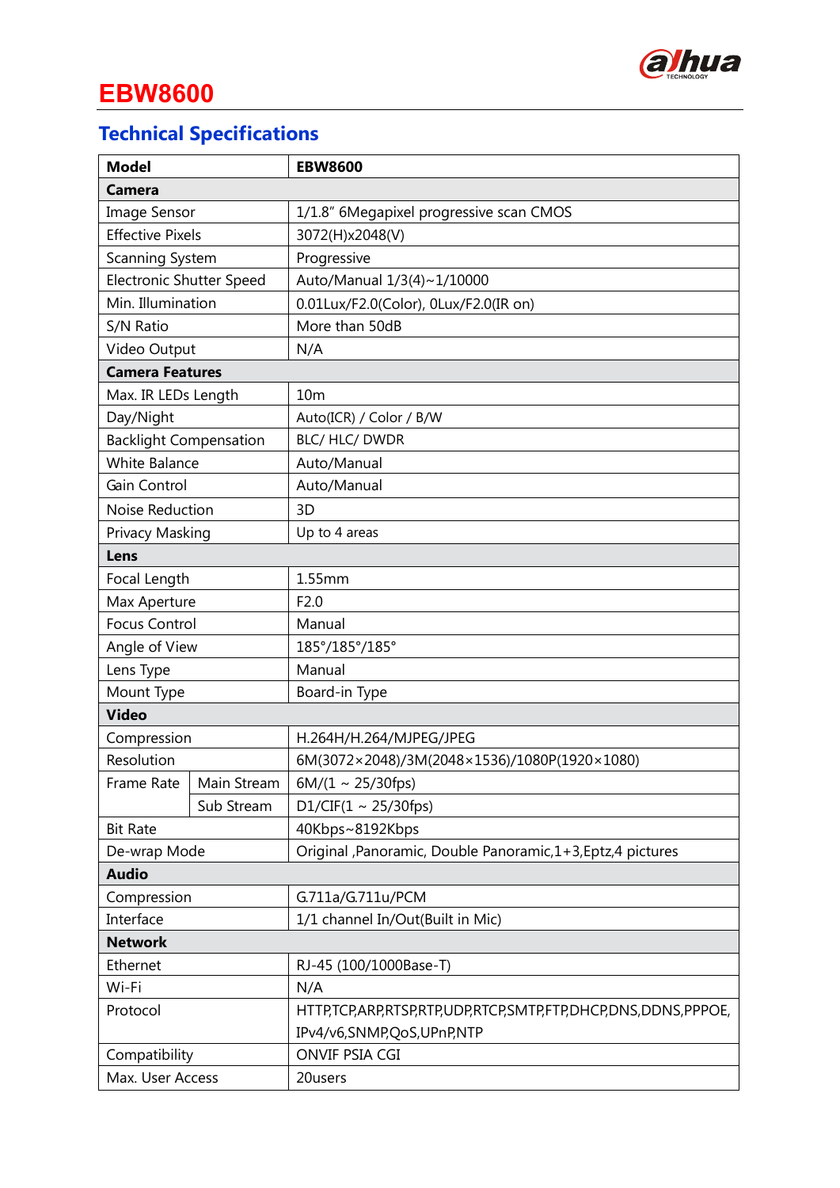# EBW8600

## Technical Specifications

| Model | | EBW8600 |
|---|---|---|
| **Camera** | | |
| Image Sensor | | 1/1.8" 6Megapixel progressive scan CMOS |
| Effective Pixels | | 3072(H)x2048(V) |
| Scanning System | | Progressive |
| Electronic Shutter Speed | | Auto/Manual 1/3(4)~1/10000 |
| Min. Illumination | | 0.01Lux/F2.0(Color), 0Lux/F2.0(IR on) |
| S/N Ratio | | More than 50dB |
| Video Output | | N/A |
| **Camera Features** | | |
| Max. IR LEDs Length | | 10m |
| Day/Night | | Auto(ICR) / Color / B/W |
| Backlight Compensation | | BLC/ HLC/ DWDR |
| White Balance | | Auto/Manual |
| Gain Control | | Auto/Manual |
| Noise Reduction | | 3D |
| Privacy Masking | | Up to 4 areas |
| **Lens** | | |
| Focal Length | | 1.55mm |
| Max Aperture | | F2.0 |
| Focus Control | | Manual |
| Angle of View | | 185°/185°/185° |
| Lens Type | | Manual |
| Mount Type | | Board-in Type |
| **Video** | | |
| Compression | | H.264H/H.264/MJPEG/JPEG |
| Resolution | | 6M(3072×2048)/3M(2048×1536)/1080P(1920×1080) |
| Frame Rate | Main Stream | 6M/(1 ~ 25/30fps) |
| | Sub Stream | D1/CIF(1 ~ 25/30fps) |
| Bit Rate | | 40Kbps~8192Kbps |
| De-wrap Mode | | Original ,Panoramic, Double Panoramic,1+3,Eptz,4 pictures |
| **Audio** | | |
| Compression | | G.711a/G.711u/PCM |
| Interface | | 1/1 channel In/Out(Built in Mic) |
| **Network** | | |
| Ethernet | | RJ-45 (100/1000Base-T) |
| Wi-Fi | | N/A |
| Protocol | | HTTP,TCP,ARP,RTSP,RTP,UDP,RTCP,SMTP,FTP,DHCP,DNS,DDNS,PPPOE, IPv4/v6,SNMP,QoS,UPnP,NTP |
| Compatibility | | ONVIF PSIA CGI |
| Max. User Access | | 20users |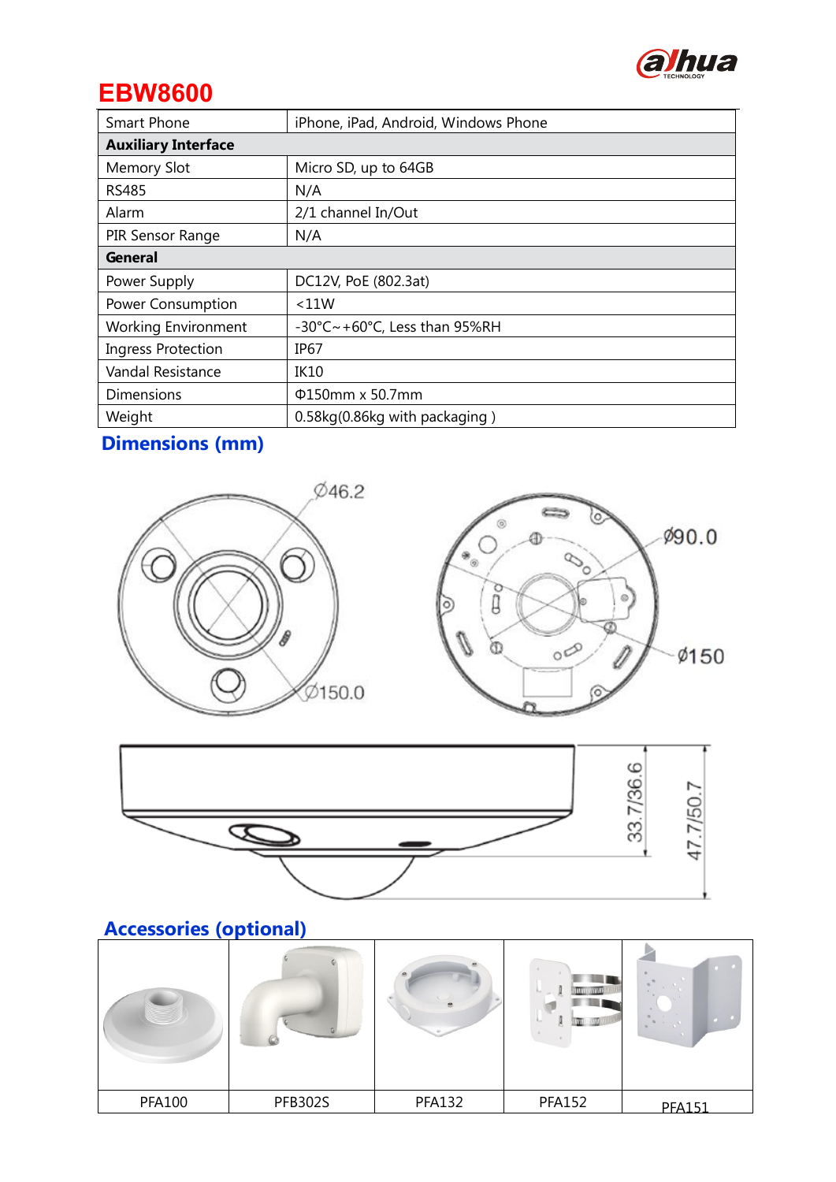# EBW8600

| | |
|---|---|
| Smart Phone | iPhone, iPad, Android, Windows Phone |
| **Auxiliary Interface** | |
| Memory Slot | Micro SD, up to 64GB |
| RS485 | N/A |
| Alarm | 2/1 channel In/Out |
| PIR Sensor Range | N/A |
| **General** | |
| Power Supply | DC12V, PoE (802.3at) |
| Power Consumption | <11W |
| Working Environment | -30°C~+60°C, Less than 95%RH |
| Ingress Protection | IP67 |
| Vandal Resistance | IK10 |
| Dimensions | Φ150mm x 50.7mm |
| Weight | 0.58kg(0.86kg with packaging ) |

## Dimensions (mm)

Ø46.2
Ø150.0
Ø90.0
Ø150
33.7/36.6
47.7/50.7

## Accessories (optional)

| | | | | |
|---|---|---|---|---|
| PFA100 | PFB302S | PFA132 | PFA152 | PFA151 |